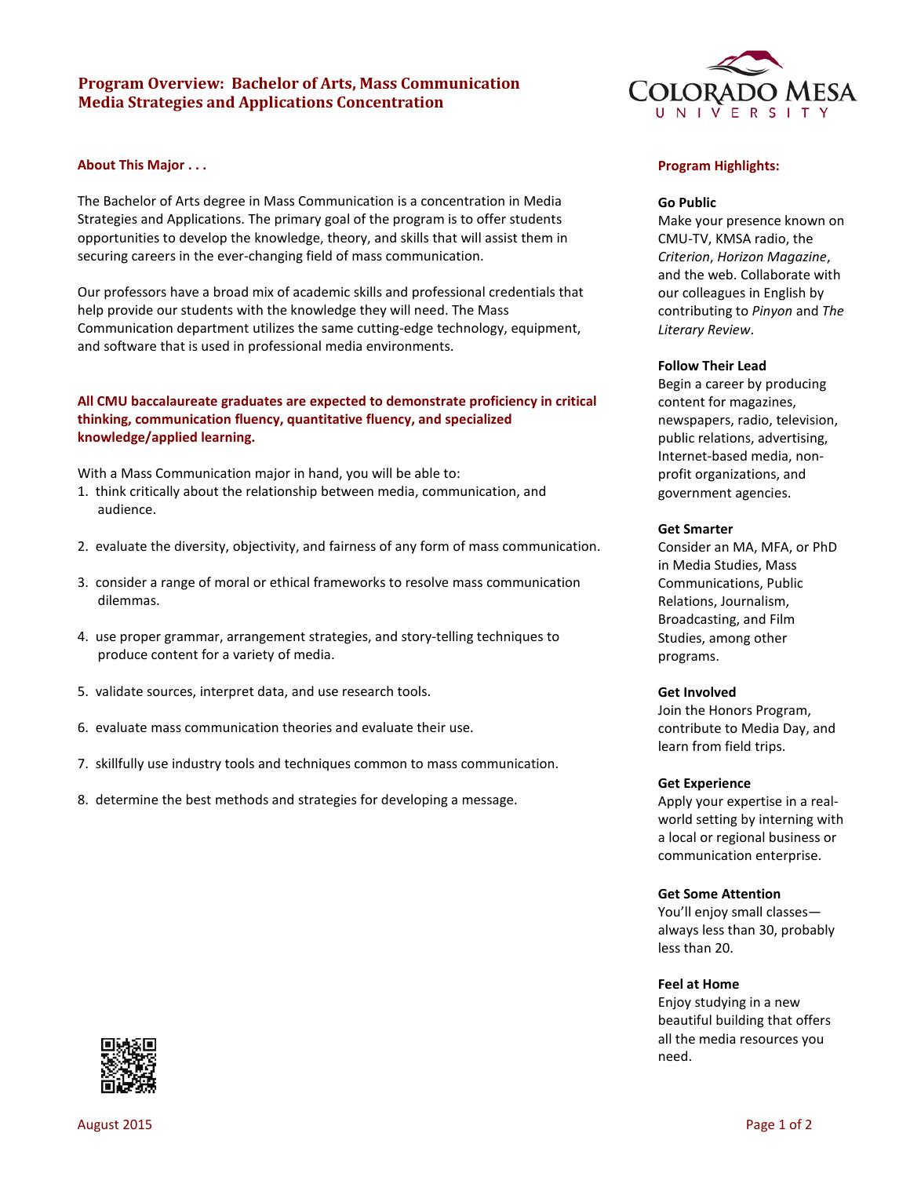# Program Overview: Bachelor of Arts, Mass Communication
## Media Strategies and Applications Concentration

### About This Major . . .

The Bachelor of Arts degree in Mass Communication is a concentration in Media Strategies and Applications. The primary goal of the program is to offer students opportunities to develop the knowledge, theory, and skills that will assist them in securing careers in the ever-changing field of mass communication.

Our professors have a broad mix of academic skills and professional credentials that help provide our students with the knowledge they will need. The Mass Communication department utilizes the same cutting-edge technology, equipment, and software that is used in professional media environments.

**All CMU baccalaureate graduates are expected to demonstrate proficiency in critical thinking, communication fluency, quantitative fluency, and specialized knowledge/applied learning.**

With a Mass Communication major in hand, you will be able to:

1. think critically about the relationship between media, communication, and audience.
2. evaluate the diversity, objectivity, and fairness of any form of mass communication.
3. consider a range of moral or ethical frameworks to resolve mass communication dilemmas.
4. use proper grammar, arrangement strategies, and story-telling techniques to produce content for a variety of media.
5. validate sources, interpret data, and use research tools.
6. evaluate mass communication theories and evaluate their use.
7. skillfully use industry tools and techniques common to mass communication.
8. determine the best methods and strategies for developing a message.

### Program Highlights:

**Go Public**
Make your presence known on CMU-TV, KMSA radio, the *Criterion*, *Horizon Magazine*, and the web. Collaborate with our colleagues in English by contributing to *Pinyon* and *The Literary Review*.

**Follow Their Lead**
Begin a career by producing content for magazines, newspapers, radio, television, public relations, advertising, Internet-based media, non-profit organizations, and government agencies.

**Get Smarter**
Consider an MA, MFA, or PhD in Media Studies, Mass Communications, Public Relations, Journalism, Broadcasting, and Film Studies, among other programs.

**Get Involved**
Join the Honors Program, contribute to Media Day, and learn from field trips.

**Get Experience**
Apply your expertise in a real-world setting by interning with a local or regional business or communication enterprise.

**Get Some Attention**
You'll enjoy small classes—always less than 30, probably less than 20.

**Feel at Home**
Enjoy studying in a new beautiful building that offers all the media resources you need.

August 2015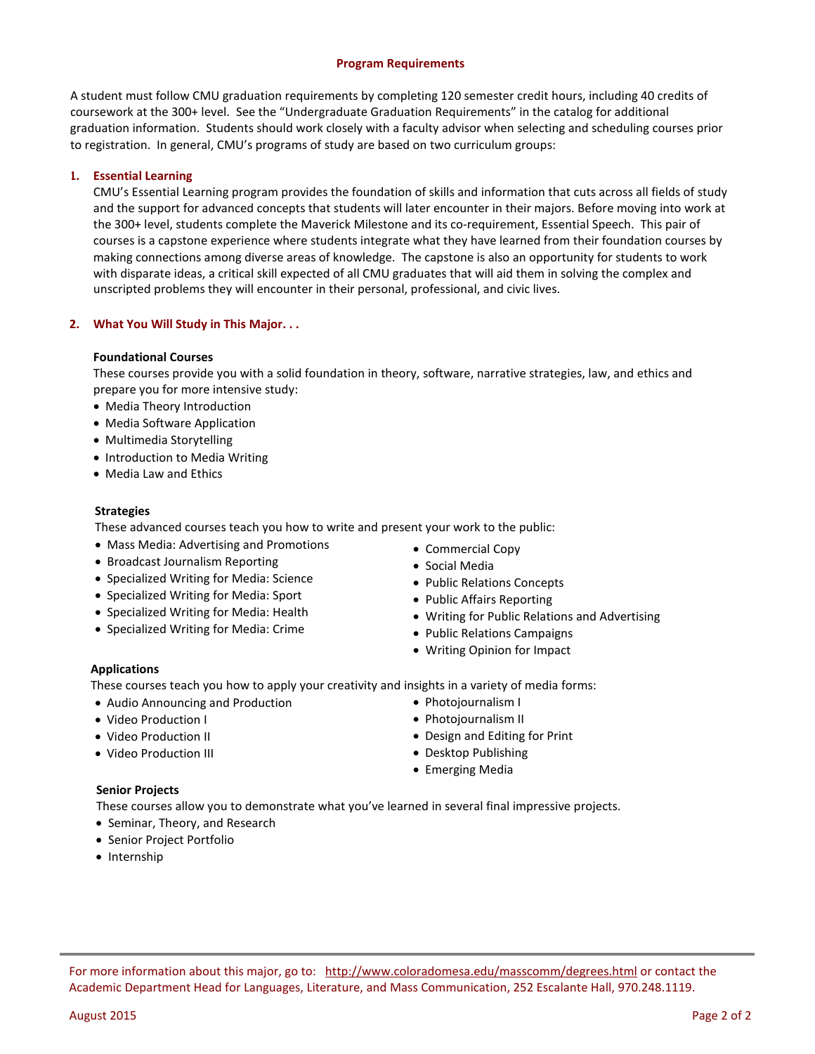## Program Requirements

A student must follow CMU graduation requirements by completing 120 semester credit hours, including 40 credits of coursework at the 300+ level. See the "Undergraduate Graduation Requirements" in the catalog for additional graduation information. Students should work closely with a faculty advisor when selecting and scheduling courses prior to registration. In general, CMU's programs of study are based on two curriculum groups:

### 1. Essential Learning

CMU's Essential Learning program provides the foundation of skills and information that cuts across all fields of study and the support for advanced concepts that students will later encounter in their majors. Before moving into work at the 300+ level, students complete the Maverick Milestone and its co-requirement, Essential Speech. This pair of courses is a capstone experience where students integrate what they have learned from their foundation courses by making connections among diverse areas of knowledge. The capstone is also an opportunity for students to work with disparate ideas, a critical skill expected of all CMU graduates that will aid them in solving the complex and unscripted problems they will encounter in their personal, professional, and civic lives.

### 2. What You Will Study in This Major. . .

**Foundational Courses**

These courses provide you with a solid foundation in theory, software, narrative strategies, law, and ethics and prepare you for more intensive study:

- Media Theory Introduction
- Media Software Application
- Multimedia Storytelling
- Introduction to Media Writing
- Media Law and Ethics

**Strategies**

These advanced courses teach you how to write and present your work to the public:

- Mass Media: Advertising and Promotions
- Broadcast Journalism Reporting
- Specialized Writing for Media: Science
- Specialized Writing for Media: Sport
- Specialized Writing for Media: Health
- Specialized Writing for Media: Crime
- Commercial Copy
- Social Media
- Public Relations Concepts
- Public Affairs Reporting
- Writing for Public Relations and Advertising
- Public Relations Campaigns
- Writing Opinion for Impact

**Applications**

These courses teach you how to apply your creativity and insights in a variety of media forms:

- Audio Announcing and Production
- Video Production I
- Video Production II
- Video Production III
- Photojournalism I
- Photojournalism II
- Design and Editing for Print
- Desktop Publishing
- Emerging Media

**Senior Projects**

These courses allow you to demonstrate what you've learned in several final impressive projects.

- Seminar, Theory, and Research
- Senior Project Portfolio
- Internship

For more information about this major, go to: http://www.coloradomesa.edu/masscomm/degrees.html or contact the Academic Department Head for Languages, Literature, and Mass Communication, 252 Escalante Hall, 970.248.1119.

August 2015